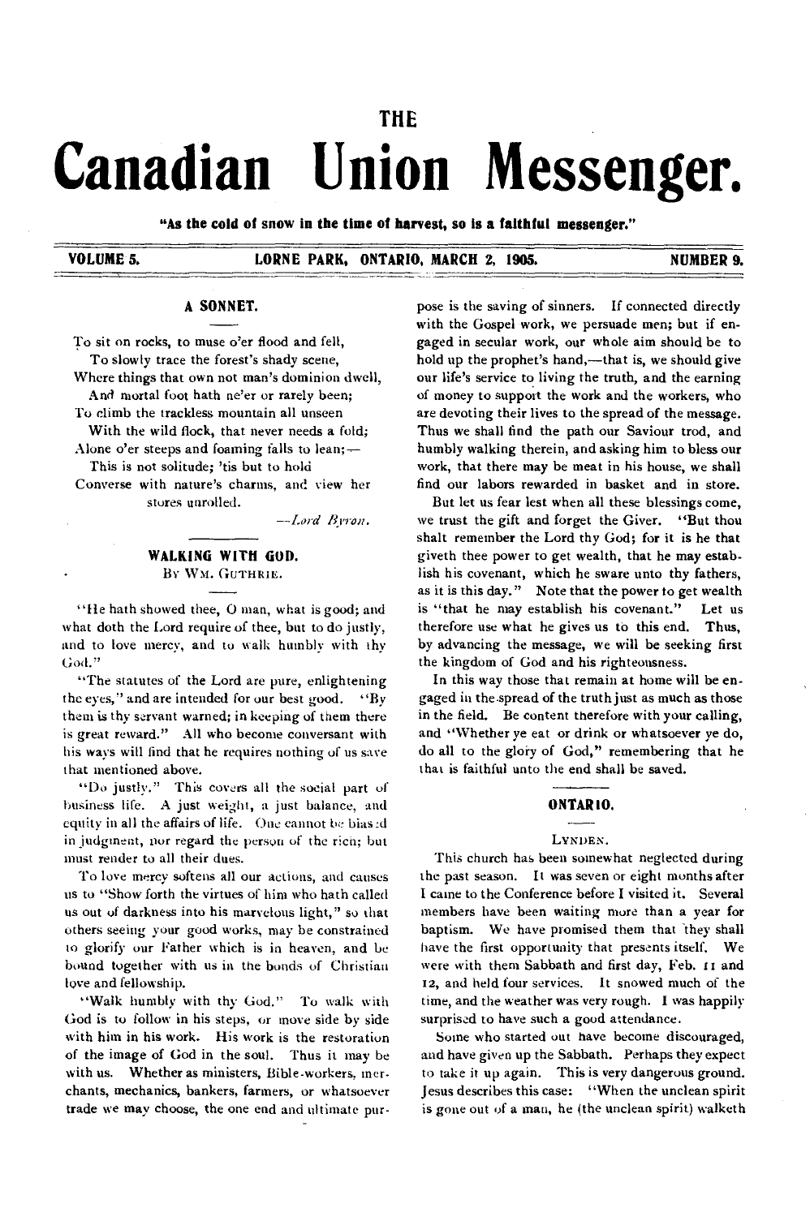# THE Canadian Union Messenger.

**"As the cold of snow in the time of harvest, so is a faithful messenger."**

**VOLUME 5. LORNE PARK, ONTARIO, MARCH 2, 1905. NUMBER 9.**

## A SONNET.

To sit on rocks, to muse o'er flood and fell,
To slowly trace the forest's shady scene,
Where things that own not man's dominion dwell,
And mortal foot hath ne'er or rarely been;
To climb the trackless mountain all unseen
With the wild flock, that never needs a fold;
Alone o'er steeps and foaming falls to lean;—
This is not solitude; 'tis but to hold
Converse with nature's charms, and view her stores unrolled.

—*Lord Byron.*

## WALKING WITH GOD.

BY WM. GUTHRIE.

"He hath showed thee, O man, what is good; and what doth the Lord require of thee, but to do justly, and to love mercy, and to walk humbly with thy God."

"The statutes of the Lord are pure, enlightening the eyes," and are intended for our best good. "By them is thy servant warned; in keeping of them there is great reward." All who become conversant with his ways will find that he requires nothing of us save that mentioned above.

"Do justly." This covers all the social part of business life. A just weight, a just balance, and equity in all the affairs of life. One cannot be biased in judgment, nor regard the person of the rich; but must render to all their dues.

To love mercy softens all our actions, and causes us to "Show forth the virtues of him who hath called us out of darkness into his marvelous light," so that others seeing your good works, may be constrained to glorify our Father which is in heaven, and be bound together with us in the bonds of Christian love and fellowship.

"Walk humbly with thy God." To walk with God is to follow in his steps, or move side by side with him in his work. His work is the restoration of the image of God in the soul. Thus it may be with us. Whether as ministers, Bible-workers, merchants, mechanics, bankers, farmers, or whatsoever trade we may choose, the one end and ultimate purpose is the saving of sinners. If connected directly with the Gospel work, we persuade men; but if engaged in secular work, our whole aim should be to hold up the prophet's hand,—that is, we should give our life's service to living the truth, and the earning of money to support the work and the workers, who are devoting their lives to the spread of the message. Thus we shall find the path our Saviour trod, and humbly walking therein, and asking him to bless our work, that there may be meat in his house, we shall find our labors rewarded in basket and in store.

But let us fear lest when all these blessings come, we trust the gift and forget the Giver. "But thou shalt remember the Lord thy God; for it is he that giveth thee power to get wealth, that he may establish his covenant, which he sware unto thy fathers, as it is this day." Note that the power to get wealth is "that he may establish his covenant." Let us therefore use what he gives us to this end. Thus, by advancing the message, we will be seeking first the kingdom of God and his righteousness.

In this way those that remain at home will be engaged in the spread of the truth just as much as those in the field. Be content therefore with your calling, and "Whether ye eat or drink or whatsoever ye do, do all to the glory of God," remembering that he that is faithful unto the end shall be saved.

## ONTARIO.

### LYNDEN.

This church has been somewhat neglected during the past season. It was seven or eight months after I came to the Conference before I visited it. Several members have been waiting more than a year for baptism. We have promised them that they shall have the first opportunity that presents itself. We were with them Sabbath and first day, Feb. 11 and 12, and held four services. It snowed much of the time, and the weather was very rough. I was happily surprised to have such a good attendance.

Some who started out have become discouraged, and have given up the Sabbath. Perhaps they expect to take it up again. This is very dangerous ground. Jesus describes this case: "When the unclean spirit is gone out of a man, he (the unclean spirit) walketh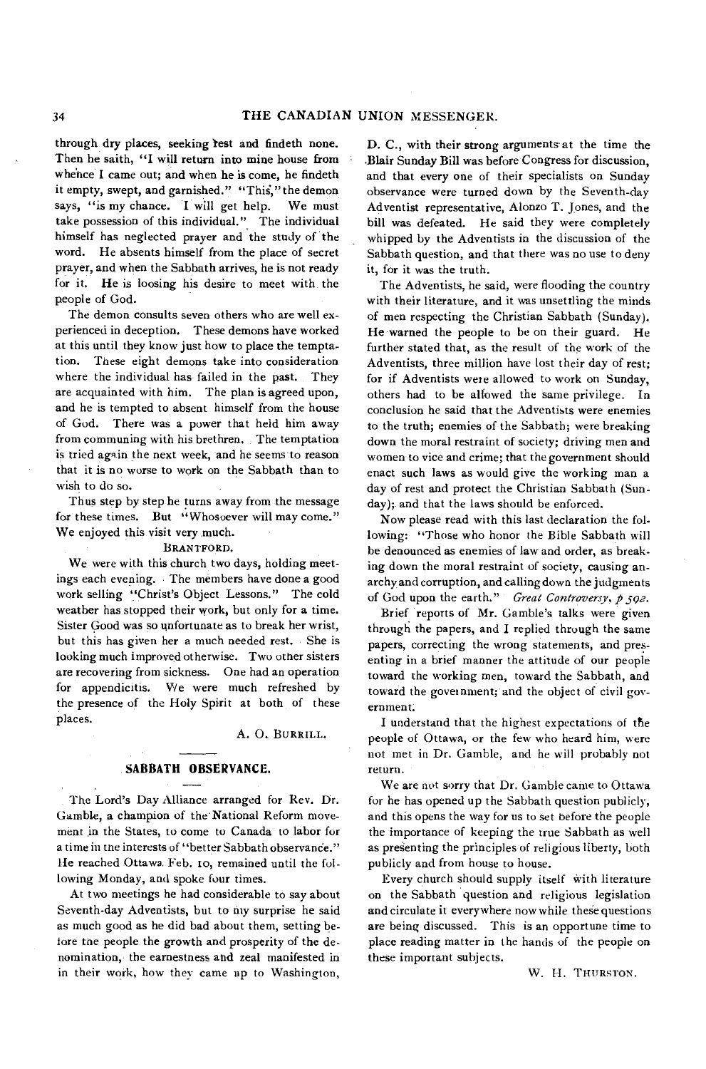through dry places, seeking rest and findeth none. Then he saith, "I will return into mine house from whence I came out; and when he is come, he findeth it empty, swept, and garnished." "This," the demon says, "is my chance. I will get help. We must take possession of this individual." The individual himself has neglected prayer and the study of the word. He absents himself from the place of secret prayer, and when the Sabbath arrives, he is not ready for it. He is loosing his desire to meet with the people of God.

The demon consults seven others who are well experienced in deception. These demons have worked at this until they know just how to place the temptation. These eight demons take into consideration where the individual has failed in the past. They are acquainted with him. The plan is agreed upon, and he is tempted to absent himself from the house of God. There was a power that held him away from communing with his brethren. The temptation is tried again the next week, and he seems to reason that it is no worse to work on the Sabbath than to wish to do so.

Thus step by step he turns away from the message for these times. But "Whosoever will may come." We enjoyed this visit very much.

### BRANTFORD.

We were with this church two days, holding meetings each evening. The members have done a good work selling "Christ's Object Lessons." The cold weather has stopped their work, but only for a time. Sister Good was so unfortunate as to break her wrist, but this has given her a much needed rest. She is looking much improved otherwise. Two other sisters are recovering from sickness. One had an operation for appendicitis. We were much refreshed by the presence of the Holy Spirit at both of these places.

A. O. BURRILL.

## SABBATH OBSERVANCE.

The Lord's Day Alliance arranged for Rev. Dr. Gamble, a champion of the National Reform movement in the States, to come to Canada to labor for a time in the interests of "better Sabbath observance." He reached Ottawa Feb. 10, remained until the following Monday, and spoke four times.

At two meetings he had considerable to say about Seventh-day Adventists, but to my surprise he said as much good as he did bad about them, setting before the people the growth and prosperity of the denomination, the earnestness and zeal manifested in in their work, how they came up to Washington, D. C., with their strong arguments at the time the Blair Sunday Bill was before Congress for discussion, and that every one of their specialists on Sunday observance were turned down by the Seventh-day Adventist representative, Alonzo T. Jones, and the bill was defeated. He said they were completely whipped by the Adventists in the discussion of the Sabbath question, and that there was no use to deny it, for it was the truth.

The Adventists, he said, were flooding the country with their literature, and it was unsettling the minds of men respecting the Christian Sabbath (Sunday). He warned the people to be on their guard. He further stated that, as the result of the work of the Adventists, three million have lost their day of rest; for if Adventists were allowed to work on Sunday, others had to be allowed the same privilege. In conclusion he said that the Adventists were enemies to the truth; enemies of the Sabbath; were breaking down the moral restraint of society; driving men and women to vice and crime; that the government should enact such laws as would give the working man a day of rest and protect the Christian Sabbath (Sunday); and that the laws should be enforced.

Now please read with this last declaration the following: "Those who honor the Bible Sabbath will be denounced as enemies of law and order, as breaking down the moral restraint of society, causing anarchy and corruption, and calling down the judgments of God upon the earth." *Great Controversy, p 592.*

Brief reports of Mr. Gamble's talks were given through the papers, and I replied through the same papers, correcting the wrong statements, and presenting in a brief manner the attitude of our people toward the working men, toward the Sabbath, and toward the government; and the object of civil government.

I understand that the highest expectations of the people of Ottawa, or the few who heard him, were not met in Dr. Gamble, and he will probably not return.

We are not sorry that Dr. Gamble came to Ottawa for he has opened up the Sabbath question publicly, and this opens the way for us to set before the people the importance of keeping the true Sabbath as well as presenting the principles of religious liberty, both publicly and from house to house.

Every church should supply itself with literature on the Sabbath question and religious legislation and circulate it everywhere now while these questions are being discussed. This is an opportune time to place reading matter in the hands of the people on these important subjects.

W. H. THURSTON.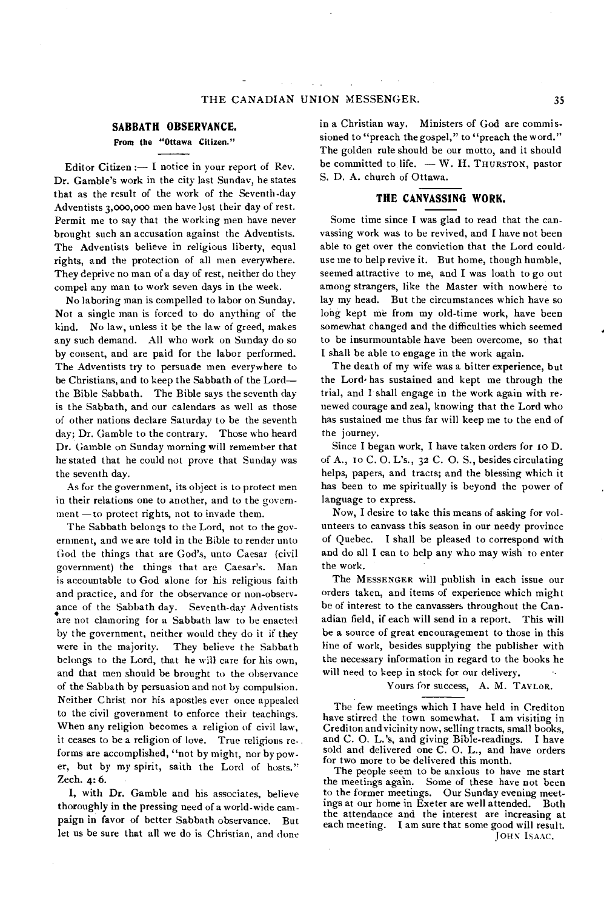## SABBATH OBSERVANCE.

**From the "Ottawa Citizen."**

Editor Citizen :— I notice in your report of Rev. Dr. Gamble's work in the city last Sunday, he states that as the result of the work of the Seventh-day Adventists 3,000,000 men have lost their day of rest. Permit me to say that the working men have never brought such an accusation against the Adventists. The Adventists believe in religious liberty, equal rights, and the protection of all men everywhere. They deprive no man of a day of rest, neither do they compel any man to work seven days in the week.

No laboring man is compelled to labor on Sunday. Not a single man is forced to do anything of the kind. No law, unless it be the law of greed, makes any such demand. All who work on Sunday do so by consent, and are paid for the labor performed. The Adventists try to persuade men everywhere to be Christians, and to keep the Sabbath of the Lord—the Bible Sabbath. The Bible says the seventh day is the Sabbath, and our calendars as well as those of other nations declare Saturday to be the seventh day; Dr. Gamble to the contrary. Those who heard Dr. Gamble on Sunday morning will remember that he stated that he could not prove that Sunday was the seventh day.

As for the government, its object is to protect men in their relations one to another, and to the government — to protect rights, not to invade them.

The Sabbath belongs to the Lord, not to the government, and we are told in the Bible to render unto God the things that are God's, unto Caesar (civil government) the things that are Caesar's. Man is accountable to God alone for his religious faith and practice, and for the observance or non-observance of the Sabbath day. Seventh-day Adventists are not clamoring for a Sabbath law to be enacted by the government, neither would they do it if they were in the majority. They believe the Sabbath belongs to the Lord, that he will care for his own, and that men should be brought to the observance of the Sabbath by persuasion and not by compulsion. Neither Christ nor his apostles ever once appealed to the civil government to enforce their teachings. When any religion becomes a religion of civil law, it ceases to be a religion of love. True religious reforms are accomplished, "not by might, nor by power, but by my spirit, saith the Lord of hosts." Zech. 4: 6.

I, with Dr. Gamble and his associates, believe thoroughly in the pressing need of a world-wide campaign in favor of better Sabbath observance. But let us be sure that all we do is Christian, and done in a Christian way. Ministers of God are commissioned to "preach the gospel," to "preach the word." The golden rule should be our motto, and it should be committed to life. — W. H. THURSTON, pastor S. D. A. church of Ottawa.

## THE CANVASSING WORK.

Some time since I was glad to read that the canvassing work was to be revived, and I have not been able to get over the conviction that the Lord could use me to help revive it. But home, though humble, seemed attractive to me, and I was loath to go out among strangers, like the Master with nowhere to lay my head. But the circumstances which have so long kept me from my old-time work, have been somewhat changed and the difficulties which seemed to be insurmountable have been overcome, so that I shall be able to engage in the work again.

The death of my wife was a bitter experience, but the Lord has sustained and kept me through the trial, and I shall engage in the work again with renewed courage and zeal, knowing that the Lord who has sustained me thus far will keep me to the end of the journey.

Since I began work, I have taken orders for 10 D. of A., 10 C. O. L's., 32 C. O. S., besides circulating helps, papers, and tracts; and the blessing which it has been to me spiritually is beyond the power of language to express.

Now, I desire to take this means of asking for volunteers to canvass this season in our needy province of Quebec. I shall be pleased to correspond with and do all I can to help any who may wish to enter the work.

The MESSENGER will publish in each issue our orders taken, and items of experience which might be of interest to the canvassers throughout the Canadian field, if each will send in a report. This will be a source of great encouragement to those in this line of work, besides supplying the publisher with the necessary information in regard to the books he will need to keep in stock for our delivery.

Yours for success, A. M. TAYLOR.

---

The few meetings which I have held in Crediton have stirred the town somewhat. I am visiting in Crediton and vicinity now, selling tracts, small books, and C. O. L.'s, and giving Bible-readings. I have sold and delivered one C. O. L., and have orders for two more to be delivered this month.

The people seem to be anxious to have me start the meetings again. Some of these have not been to the former meetings. Our Sunday evening meetings at our home in Exeter are well attended. Both the attendance and the interest are increasing at each meeting. I am sure that some good will result.

JOHN ISAAC.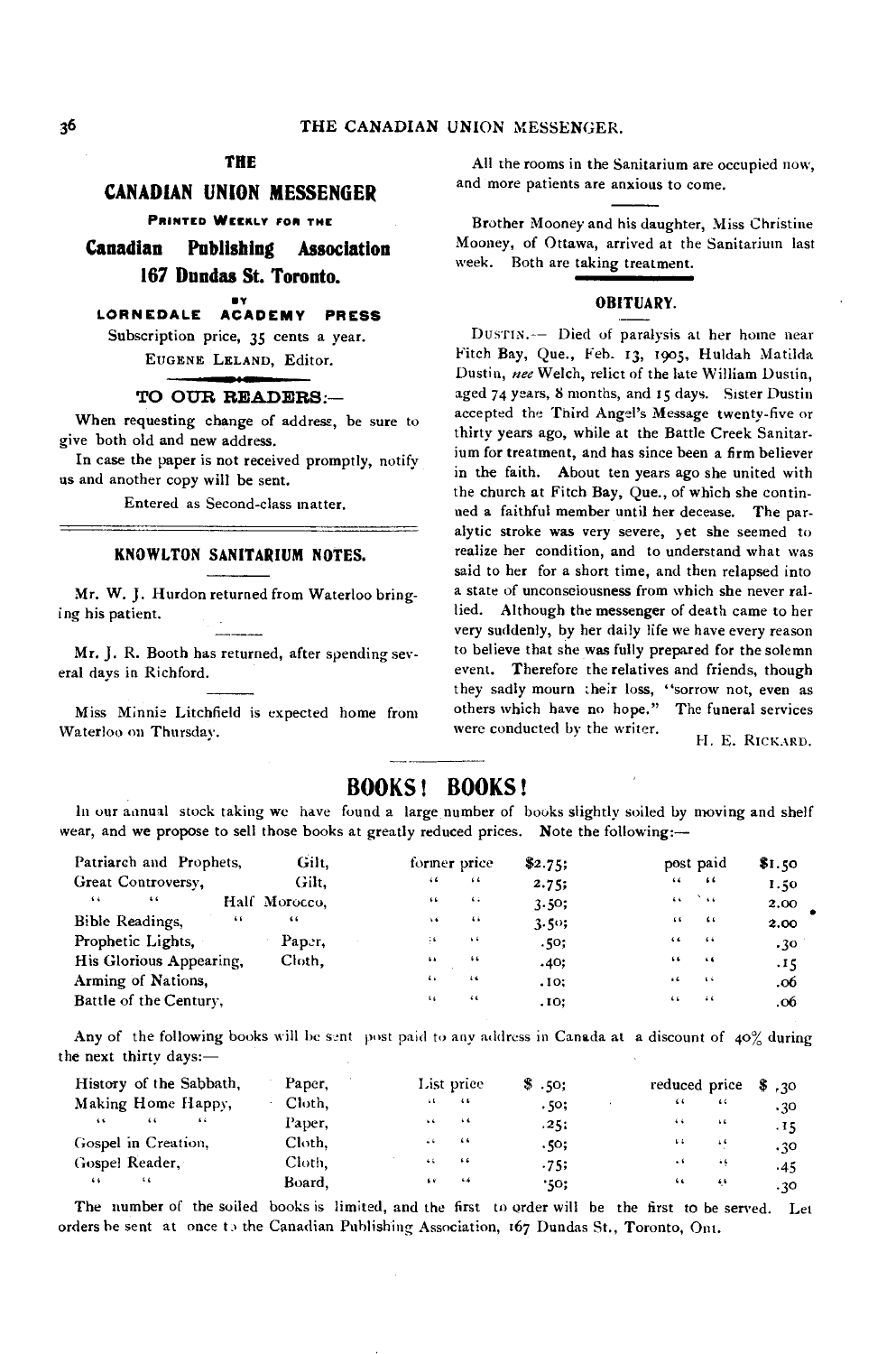## THE

## CANADIAN UNION MESSENGER

PRINTED WEEKLY FOR THE

### Canadian Publishing Association

### 167 Dundas St. Toronto.

BY

LORNEDALE ACADEMY PRESS

Subscription price, 35 cents a year.

EUGENE LELAND, Editor.

### TO OUR READERS:—

When requesting change of address, be sure to give both old and new address.

In case the paper is not received promptly, notify us and another copy will be sent.

Entered as Second-class matter.

### KNOWLTON SANITARIUM NOTES.

Mr. W. J. Hurdon returned from Waterloo bringing his patient.

Mr. J. R. Booth has returned, after spending several days in Richford.

Miss Minnie Litchfield is expected home from Waterloo on Thursday.

All the rooms in the Sanitarium are occupied now, and more patients are anxious to come.

Brother Mooney and his daughter, Miss Christine Mooney, of Ottawa, arrived at the Sanitarium last week. Both are taking treatment.

### OBITUARY.

DUSTIN.— Died of paralysis at her home near Fitch Bay, Que., Feb. 13, 1905, Huldah Matilda Dustin, *nee* Welch, relict of the late William Dustin, aged 74 years, 8 months, and 15 days. Sister Dustin accepted the Third Angel's Message twenty-five or thirty years ago, while at the Battle Creek Sanitarium for treatment, and has since been a firm believer in the faith. About ten years ago she united with the church at Fitch Bay, Que., of which she continued a faithful member until her decease. The paralytic stroke was very severe, yet she seemed to realize her condition, and to understand what was said to her for a short time, and then relapsed into a state of unconsciousness from which she never rallied. Although the messenger of death came to her very suddenly, by her daily life we have every reason to believe that she was fully prepared for the solemn event. Therefore the relatives and friends, though they sadly mourn their loss, "sorrow not, even as others which have no hope." The funeral services were conducted by the writer.

H. E. RICKARD.

## BOOKS! BOOKS!

In our annual stock taking we have found a large number of books slightly soiled by moving and shelf wear, and we propose to sell those books at greatly reduced prices. Note the following:—

| | | | | | |
|---|---|---|---|---|---|
| Patriarch and Prophets, | Gilt, | former price | $2.75; | post paid | $1.50 |
| Great Controversy, | Gilt, | " " | 2.75; | " " | 1.50 |
| " " | Half Morocco, | " " | 3.50; | " " | 2.00 |
| Bible Readings, " | " | " " | 3.50; | " " | 2.00 |
| Prophetic Lights, | Paper, | " " | .50; | " " | .30 |
| His Glorious Appearing, | Cloth, | " " | .40; | " " | .15 |
| Arming of Nations, | | " " | .10; | " " | .06 |
| Battle of the Century, | | " " | .10; | " " | .06 |

Any of the following books will be sent post paid to any address in Canada at a discount of 40% during the next thirty days:—

| | | | | | |
|---|---|---|---|---|---|
| History of the Sabbath, | Paper, | List price | $ .50; | reduced price | $ .30 |
| Making Home Happy, | Cloth, | " " | .50; | " " | .30 |
| " " " | Paper, | " " | .25; | " " | .15 |
| Gospel in Creation, | Cloth, | " " | .50; | " " | .30 |
| Gospel Reader, | Cloth, | " " | .75; | " " | .45 |
| " " | Board, | " " | .50; | " " | .30 |

The number of the soiled books is limited, and the first to order will be the first to be served. Let orders be sent at once to the Canadian Publishing Association, 167 Dundas St., Toronto, Ont.